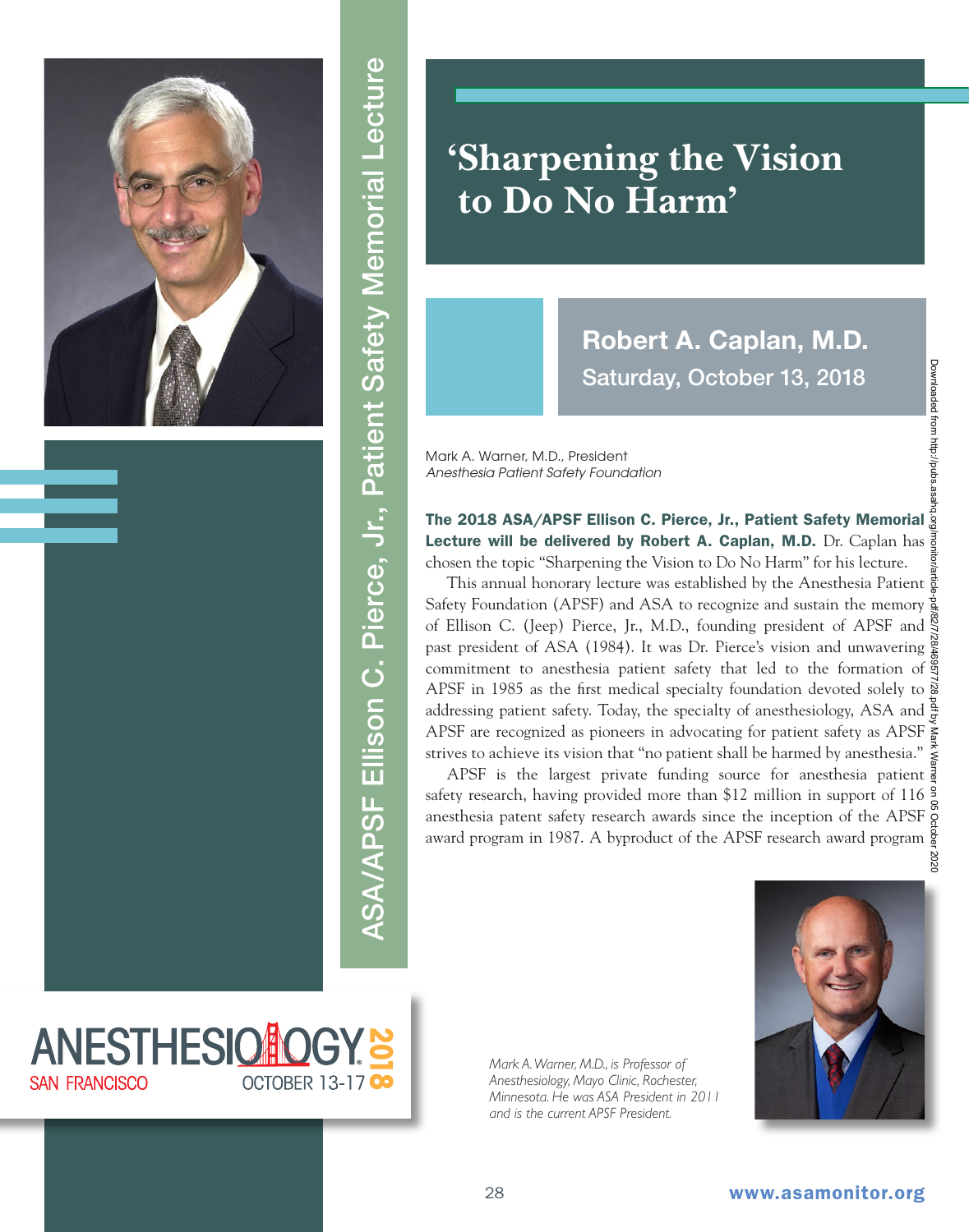ASA/APSF Ellison C. Pierce, Jr., Patient Safety Memorial Lecture

# 'Sharpening the Vision to Do No Harm'

## Robert A. Caplan, M.D.

Saturday, October 13, 2018

Mark A. Warner, M.D., President
*Anesthesia Patient Safety Foundation*

**The 2018 ASA/APSF Ellison C. Pierce, Jr., Patient Safety Memorial Lecture will be delivered by Robert A. Caplan, M.D.** Dr. Caplan has chosen the topic "Sharpening the Vision to Do No Harm" for his lecture.

This annual honorary lecture was established by the Anesthesia Patient Safety Foundation (APSF) and ASA to recognize and sustain the memory of Ellison C. (Jeep) Pierce, Jr., M.D., founding president of APSF and past president of ASA (1984). It was Dr. Pierce's vision and unwavering commitment to anesthesia patient safety that led to the formation of APSF in 1985 as the first medical specialty foundation devoted solely to addressing patient safety. Today, the specialty of anesthesiology, ASA and APSF are recognized as pioneers in advocating for patient safety as APSF strives to achieve its vision that "no patient shall be harmed by anesthesia."

APSF is the largest private funding source for anesthesia patient safety research, having provided more than $12 million in support of 116 anesthesia patent safety research awards since the inception of the APSF award program in 1987. A byproduct of the APSF research award program

*Mark A. Warner, M.D., is Professor of Anesthesiology, Mayo Clinic, Rochester, Minnesota. He was ASA President in 2011 and is the current APSF President.*

ANESTHESIOLOGY 2018
SAN FRANCISCO OCTOBER 13-17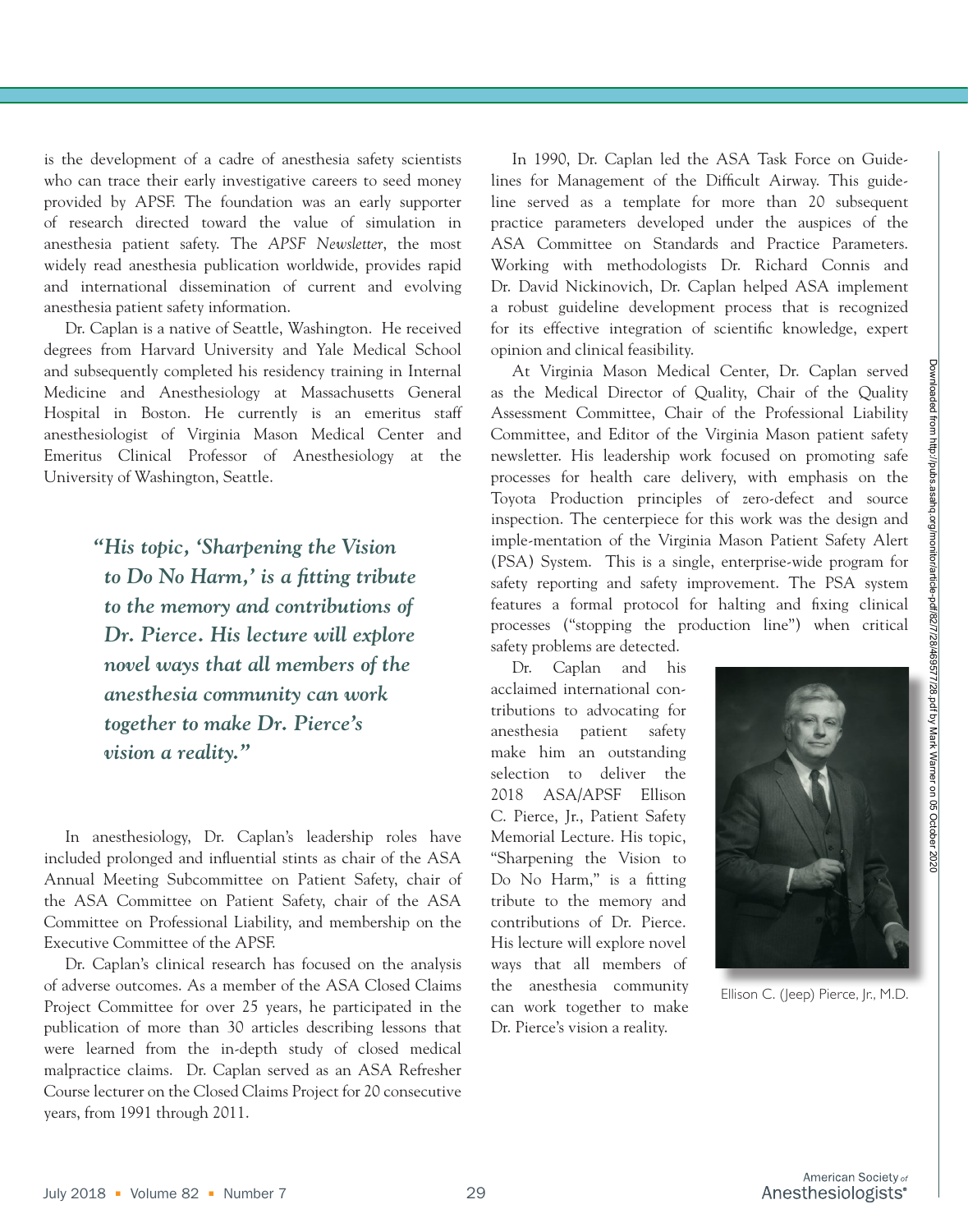is the development of a cadre of anesthesia safety scientists who can trace their early investigative careers to seed money provided by APSF. The foundation was an early supporter of research directed toward the value of simulation in anesthesia patient safety. The *APSF Newsletter*, the most widely read anesthesia publication worldwide, provides rapid and international dissemination of current and evolving anesthesia patient safety information.

Dr. Caplan is a native of Seattle, Washington. He received degrees from Harvard University and Yale Medical School and subsequently completed his residency training in Internal Medicine and Anesthesiology at Massachusetts General Hospital in Boston. He currently is an emeritus staff anesthesiologist of Virginia Mason Medical Center and Emeritus Clinical Professor of Anesthesiology at the University of Washington, Seattle.

> ***"His topic, 'Sharpening the Vision to Do No Harm,' is a fitting tribute to the memory and contributions of Dr. Pierce. His lecture will explore novel ways that all members of the anesthesia community can work together to make Dr. Pierce's vision a reality."***

In anesthesiology, Dr. Caplan's leadership roles have included prolonged and influential stints as chair of the ASA Annual Meeting Subcommittee on Patient Safety, chair of the ASA Committee on Patient Safety, chair of the ASA Committee on Professional Liability, and membership on the Executive Committee of the APSF.

Dr. Caplan's clinical research has focused on the analysis of adverse outcomes. As a member of the ASA Closed Claims Project Committee for over 25 years, he participated in the publication of more than 30 articles describing lessons that were learned from the in-depth study of closed medical malpractice claims. Dr. Caplan served as an ASA Refresher Course lecturer on the Closed Claims Project for 20 consecutive years, from 1991 through 2011.

In 1990, Dr. Caplan led the ASA Task Force on Guidelines for Management of the Difficult Airway. This guideline served as a template for more than 20 subsequent practice parameters developed under the auspices of the ASA Committee on Standards and Practice Parameters. Working with methodologists Dr. Richard Connis and Dr. David Nickinovich, Dr. Caplan helped ASA implement a robust guideline development process that is recognized for its effective integration of scientific knowledge, expert opinion and clinical feasibility.

At Virginia Mason Medical Center, Dr. Caplan served as the Medical Director of Quality, Chair of the Quality Assessment Committee, Chair of the Professional Liability Committee, and Editor of the Virginia Mason patient safety newsletter. His leadership work focused on promoting safe processes for health care delivery, with emphasis on the Toyota Production principles of zero-defect and source inspection. The centerpiece for this work was the design and imple-mentation of the Virginia Mason Patient Safety Alert (PSA) System. This is a single, enterprise-wide program for safety reporting and safety improvement. The PSA system features a formal protocol for halting and fixing clinical processes ("stopping the production line") when critical safety problems are detected.

Dr. Caplan and his acclaimed international contributions to advocating for anesthesia patient safety make him an outstanding selection to deliver the 2018 ASA/APSF Ellison C. Pierce, Jr., Patient Safety Memorial Lecture. His topic, "Sharpening the Vision to Do No Harm," is a fitting tribute to the memory and contributions of Dr. Pierce. His lecture will explore novel ways that all members of the anesthesia community can work together to make Dr. Pierce's vision a reality.

Ellison C. (Jeep) Pierce, Jr., M.D.